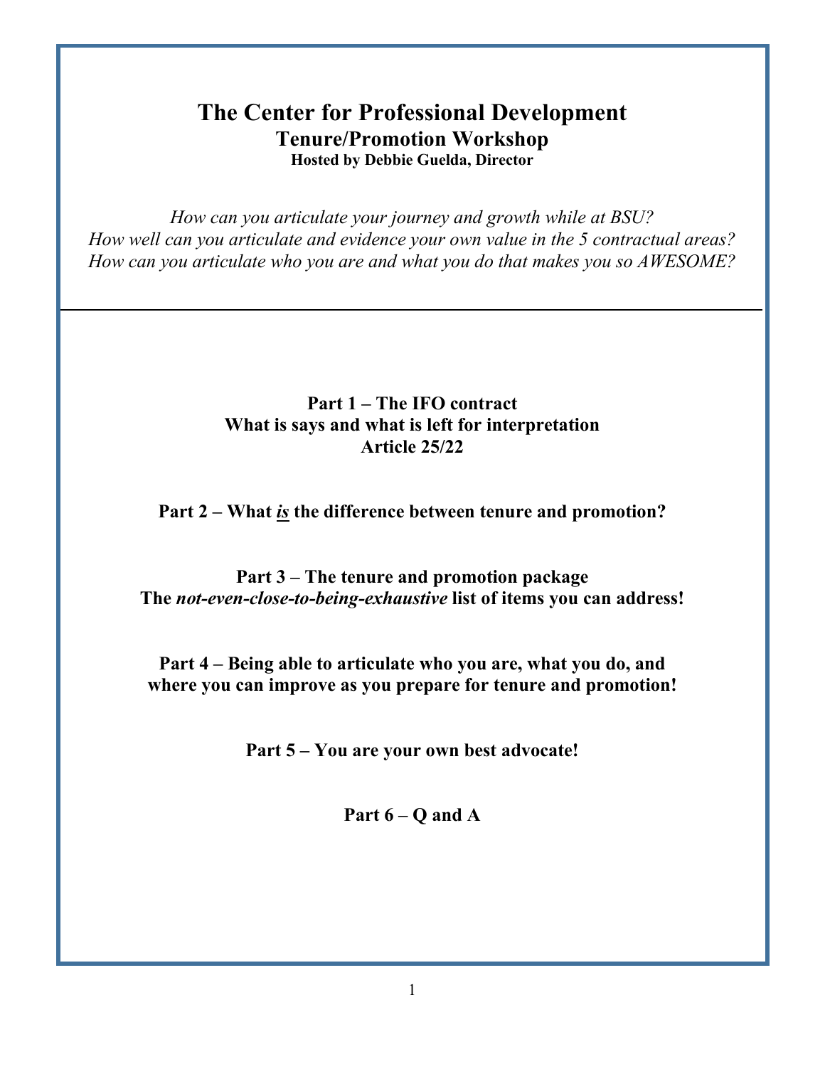# The Center for Professional Development

## Tenure/Promotion Workshop

**Hosted by Debbie Guelda, Director**

*How can you articulate your journey and growth while at BSU?*
*How well can you articulate and evidence your own value in the 5 contractual areas?*
*How can you articulate who you are and what you do that makes you so AWESOME?*

---

**Part 1 – The IFO contract**
**What is says and what is left for interpretation**
**Article 25/22**

**Part 2 – What *is* the difference between tenure and promotion?**

**Part 3 – The tenure and promotion package**
**The *not-even-close-to-being-exhaustive* list of items you can address!**

**Part 4 – Being able to articulate who you are, what you do, and where you can improve as you prepare for tenure and promotion!**

**Part 5 – You are your own best advocate!**

**Part 6 – Q and A**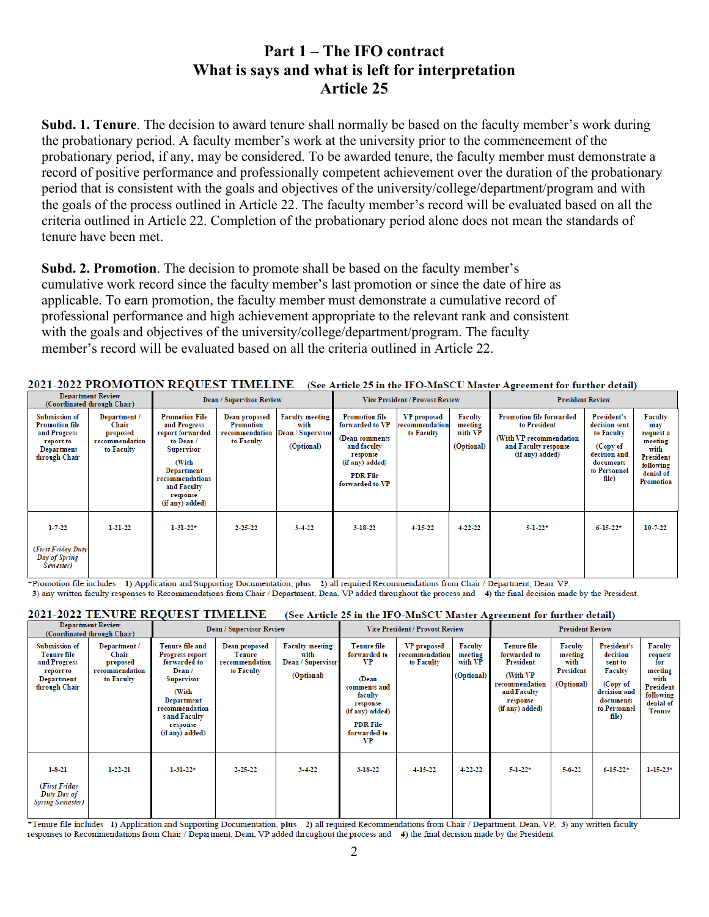# Part 1 – The IFO contract
## What is says and what is left for interpretation
## Article 25

**Subd. 1. Tenure**. The decision to award tenure shall normally be based on the faculty member's work during the probationary period. A faculty member's work at the university prior to the commencement of the probationary period, if any, may be considered. To be awarded tenure, the faculty member must demonstrate a record of positive performance and professionally competent achievement over the duration of the probationary period that is consistent with the goals and objectives of the university/college/department/program and with the goals of the process outlined in Article 22. The faculty member's record will be evaluated based on all the criteria outlined in Article 22. Completion of the probationary period alone does not mean the standards of tenure have been met.

**Subd. 2. Promotion**. The decision to promote shall be based on the faculty member's cumulative work record since the faculty member's last promotion or since the date of hire as applicable. To earn promotion, the faculty member must demonstrate a cumulative record of professional performance and high achievement appropriate to the relevant rank and consistent with the goals and objectives of the university/college/department/program. The faculty member's record will be evaluated based on all the criteria outlined in Article 22.

**2021-2022 PROMOTION REQUEST TIMELINE** (See Article 25 in the IFO-MnSCU Master Agreement for further detail)

| Department Review (Coordinated through Chair) | | Dean / Supervisor Review | | | Vice President / Provost Review | | | President Review | | |
|---|---|---|---|---|---|---|---|---|---|---|
| Submission of Promotion file and Progress report to Department through Chair | Department / Chair proposed recommendation to Faculty | Promotion File and Progress report forwarded to Dean / Supervisor (With Department recommendations and Faculty response (if any) added) | Dean proposed Promotion recommendation to Faculty | Faculty meeting with Dean / Supervisor (Optional) | Promotion file forwarded to VP (Dean comments and faculty response (if any) added) PDR File forwarded to VP | VP proposed recommendation to Faculty | Faculty meeting with VP (Optional) | Promotion file forwarded to President (With VP recommendation and Faculty response (if any) added) | President's decision sent to Faculty (Copy of decision and documents to Personnel file) | Faculty may request a meeting with President following denial of Promotion |
| 1-7-22 *(First Friday Duty Day of Spring Semester)* | 1-21-22 | 1-31-22* | 2-25-22 | 3-4-22 | 3-18-22 | 4-15-22 | 4-22-22 | 5-1-22* | 6-15-22* | 10-7-22 |

*Promotion file includes **1)** Application and Supporting Documentation, **plus** **2)** all required Recommendations from Chair / Department, Dean, VP, **3)** any written faculty responses to Recommendations from Chair / Department, Dean, VP added throughout the process and **4)** the final decision made by the President.

**2021-2022 TENURE REQUEST TIMELINE** (See Article 25 in the IFO-MnSCU Master Agreement for further detail)

| Department Review (Coordinated through Chair) | | Dean / Supervisor Review | | | Vice President / Provost Review | | | President Review | | | |
|---|---|---|---|---|---|---|---|---|---|---|---|
| Submission of Tenure file and Progress report to Department through Chair | Department / Chair proposed recommendation to Faculty | Tenure file and Progress report forwarded to Dean / Supervisor (With Department recommendations and Faculty response (if any) added) | Dean proposed Tenure recommendation to Faculty | Faculty meeting with Dean / Supervisor (Optional) | Tenure file forwarded to VP (Dean comments and faculty response (if any) added) PDR File forwarded to VP | VP proposed recommendation to Faculty | Faculty meeting with VP (Optional) | Tenure file forwarded to President (With VP recommendation and Faculty response (if any) added) | Faculty meeting with President (Optional) | President's decision sent to Faculty (Copy of decision and documents to Personnel file) | Faculty request for meeting with President following denial of Tenure |
| 1-8-21 *(First Friday Duty Day of Spring Semester)* | 1-22-21 | 1-31-22* | 2-25-22 | 3-4-22 | 3-18-22 | 4-15-22 | 4-22-22 | 5-1-22* | 5-6-22 | 6-15-22* | 1-15-23* |

*Tenure file includes **1)** Application and Supporting Documentation, **plus** **2)** all required Recommendations from Chair / Department, Dean, VP, **3)** any written faculty responses to Recommendations from Chair / Department, Dean, VP added throughout the process and **4)** the final decision made by the President.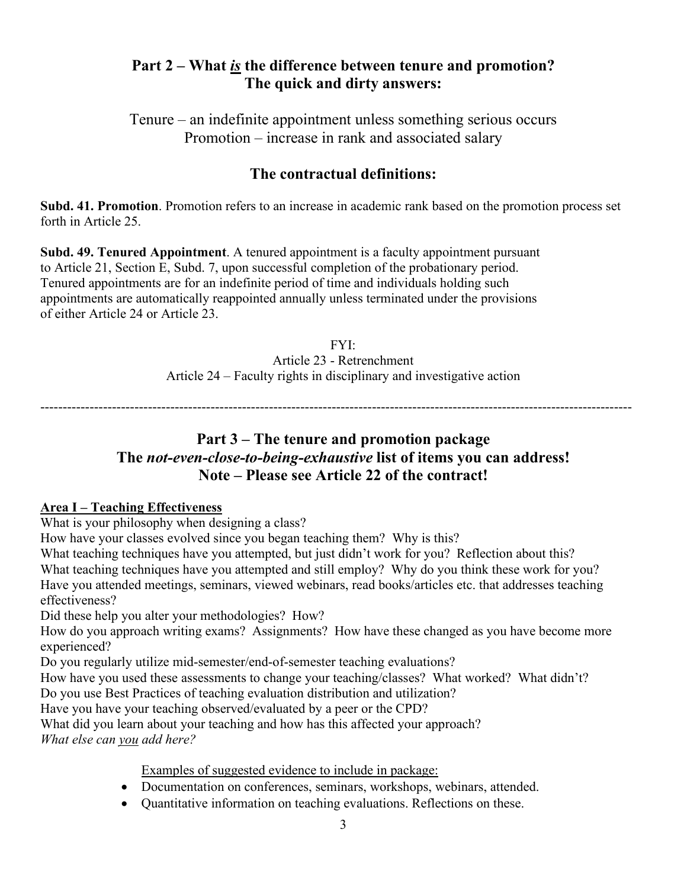## Part 2 – What *is* the difference between tenure and promotion? The quick and dirty answers:

Tenure – an indefinite appointment unless something serious occurs
Promotion – increase in rank and associated salary

## The contractual definitions:

**Subd. 41. Promotion**. Promotion refers to an increase in academic rank based on the promotion process set forth in Article 25.

**Subd. 49. Tenured Appointment**. A tenured appointment is a faculty appointment pursuant to Article 21, Section E, Subd. 7, upon successful completion of the probationary period. Tenured appointments are for an indefinite period of time and individuals holding such appointments are automatically reappointed annually unless terminated under the provisions of either Article 24 or Article 23.

FYI:
Article 23 - Retrenchment
Article 24 – Faculty rights in disciplinary and investigative action

---

## Part 3 – The tenure and promotion package
## The *not-even-close-to-being-exhaustive* list of items you can address!
## Note – Please see Article 22 of the contract!

**Area I – Teaching Effectiveness**

What is your philosophy when designing a class?
How have your classes evolved since you began teaching them? Why is this?
What teaching techniques have you attempted, but just didn't work for you? Reflection about this?
What teaching techniques have you attempted and still employ? Why do you think these work for you?
Have you attended meetings, seminars, viewed webinars, read books/articles etc. that addresses teaching effectiveness?
Did these help you alter your methodologies? How?
How do you approach writing exams? Assignments? How have these changed as you have become more experienced?
Do you regularly utilize mid-semester/end-of-semester teaching evaluations?
How have you used these assessments to change your teaching/classes? What worked? What didn't?
Do you use Best Practices of teaching evaluation distribution and utilization?
Have you have your teaching observed/evaluated by a peer or the CPD?
What did you learn about your teaching and how has this affected your approach?
*What else can you add here?*

Examples of suggested evidence to include in package:

- Documentation on conferences, seminars, workshops, webinars, attended.
- Quantitative information on teaching evaluations. Reflections on these.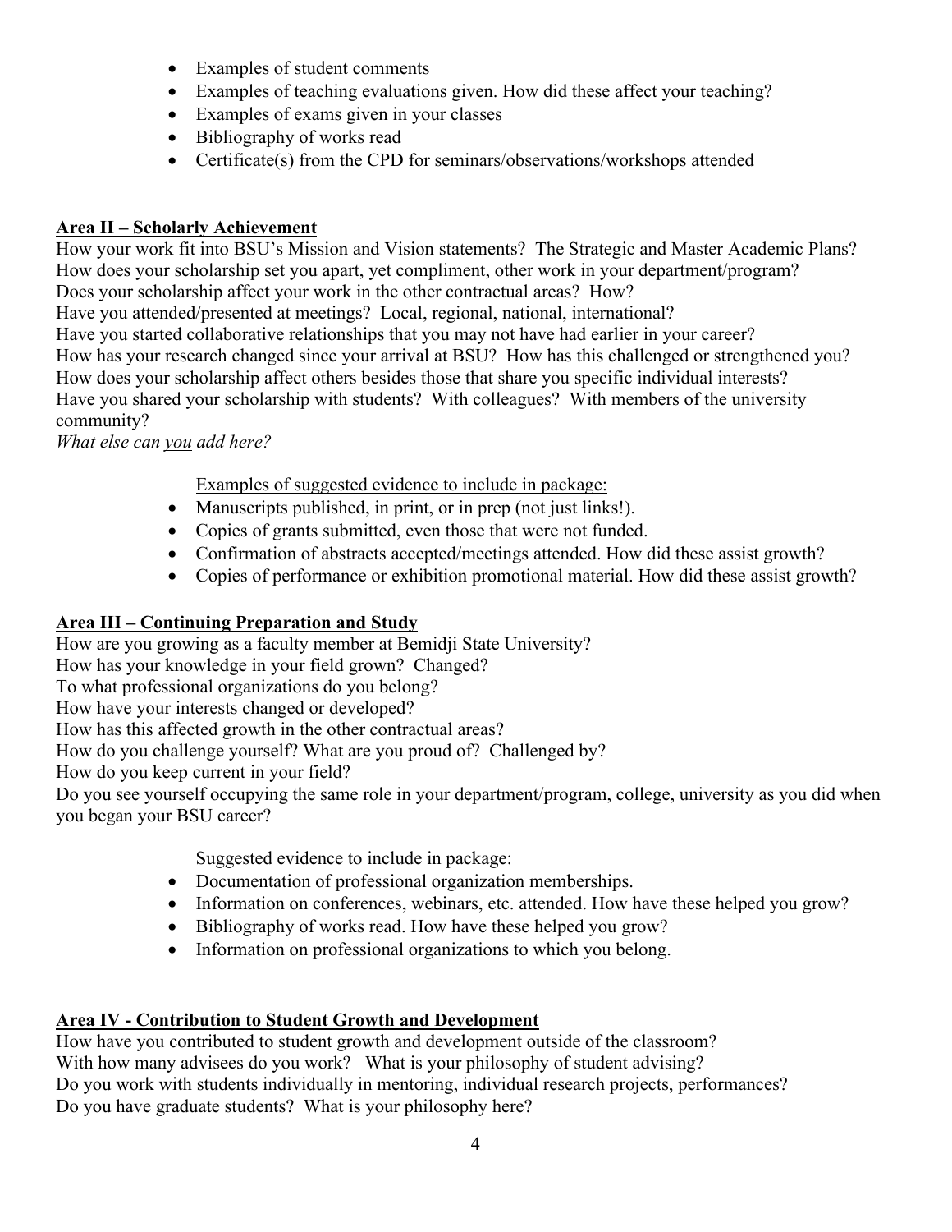- Examples of student comments
- Examples of teaching evaluations given. How did these affect your teaching?
- Examples of exams given in your classes
- Bibliography of works read
- Certificate(s) from the CPD for seminars/observations/workshops attended

**Area II – Scholarly Achievement**

How your work fit into BSU's Mission and Vision statements? The Strategic and Master Academic Plans?
How does your scholarship set you apart, yet compliment, other work in your department/program?
Does your scholarship affect your work in the other contractual areas? How?
Have you attended/presented at meetings? Local, regional, national, international?
Have you started collaborative relationships that you may not have had earlier in your career?
How has your research changed since your arrival at BSU? How has this challenged or strengthened you?
How does your scholarship affect others besides those that share you specific individual interests?
Have you shared your scholarship with students? With colleagues? With members of the university community?
*What else can you add here?*

Examples of suggested evidence to include in package:

- Manuscripts published, in print, or in prep (not just links!).
- Copies of grants submitted, even those that were not funded.
- Confirmation of abstracts accepted/meetings attended. How did these assist growth?
- Copies of performance or exhibition promotional material. How did these assist growth?

**Area III – Continuing Preparation and Study**

How are you growing as a faculty member at Bemidji State University?
How has your knowledge in your field grown? Changed?
To what professional organizations do you belong?
How have your interests changed or developed?
How has this affected growth in the other contractual areas?
How do you challenge yourself? What are you proud of? Challenged by?
How do you keep current in your field?
Do you see yourself occupying the same role in your department/program, college, university as you did when you began your BSU career?

Suggested evidence to include in package:

- Documentation of professional organization memberships.
- Information on conferences, webinars, etc. attended. How have these helped you grow?
- Bibliography of works read. How have these helped you grow?
- Information on professional organizations to which you belong.

**Area IV - Contribution to Student Growth and Development**

How have you contributed to student growth and development outside of the classroom?
With how many advisees do you work? What is your philosophy of student advising?
Do you work with students individually in mentoring, individual research projects, performances?
Do you have graduate students? What is your philosophy here?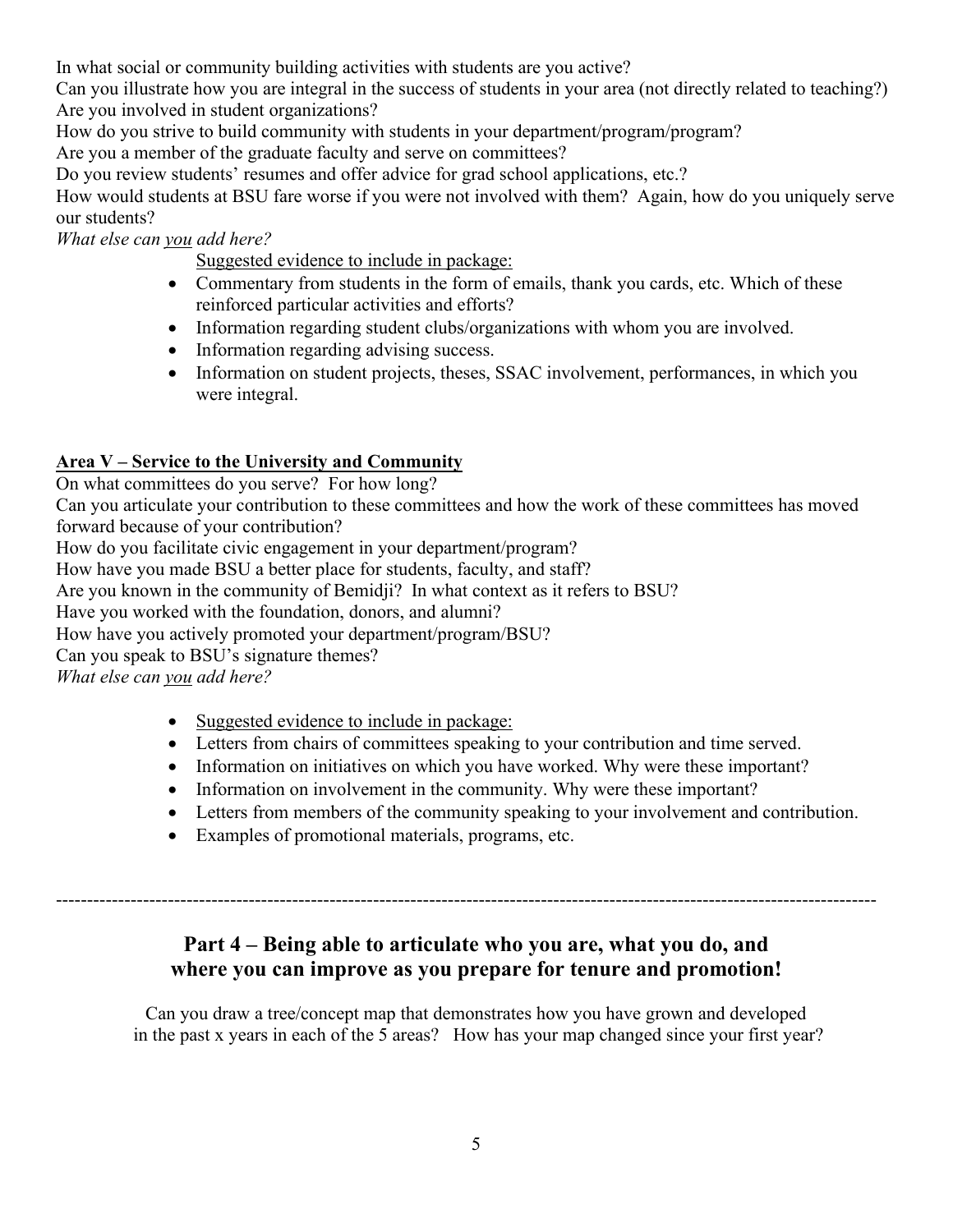In what social or community building activities with students are you active?
Can you illustrate how you are integral in the success of students in your area (not directly related to teaching?)
Are you involved in student organizations?
How do you strive to build community with students in your department/program/program?
Are you a member of the graduate faculty and serve on committees?
Do you review students' resumes and offer advice for grad school applications, etc.?
How would students at BSU fare worse if you were not involved with them? Again, how do you uniquely serve our students?
*What else can you add here?*

Suggested evidence to include in package:

- Commentary from students in the form of emails, thank you cards, etc. Which of these reinforced particular activities and efforts?
- Information regarding student clubs/organizations with whom you are involved.
- Information regarding advising success.
- Information on student projects, theses, SSAC involvement, performances, in which you were integral.

**Area V – Service to the University and Community**

On what committees do you serve? For how long?
Can you articulate your contribution to these committees and how the work of these committees has moved forward because of your contribution?
How do you facilitate civic engagement in your department/program?
How have you made BSU a better place for students, faculty, and staff?
Are you known in the community of Bemidji? In what context as it refers to BSU?
Have you worked with the foundation, donors, and alumni?
How have you actively promoted your department/program/BSU?
Can you speak to BSU's signature themes?
*What else can you add here?*

- Suggested evidence to include in package:
- Letters from chairs of committees speaking to your contribution and time served.
- Information on initiatives on which you have worked. Why were these important?
- Information on involvement in the community. Why were these important?
- Letters from members of the community speaking to your involvement and contribution.
- Examples of promotional materials, programs, etc.

---

## Part 4 – Being able to articulate who you are, what you do, and where you can improve as you prepare for tenure and promotion!

Can you draw a tree/concept map that demonstrates how you have grown and developed in the past x years in each of the 5 areas? How has your map changed since your first year?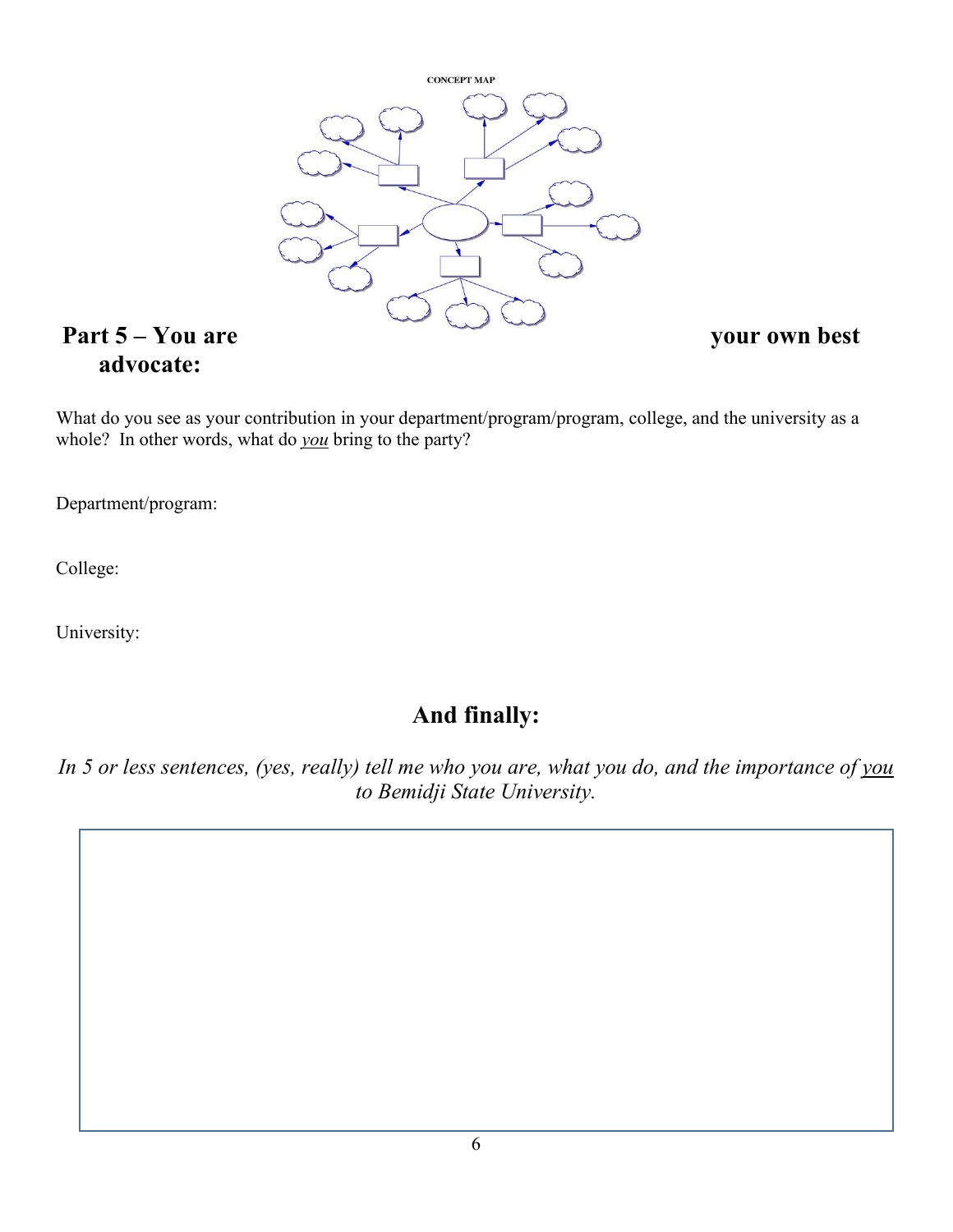CONCEPT MAP

## Part 5 – You are your own best advocate:

What do you see as your contribution in your department/program/program, college, and the university as a whole? In other words, what do *you* bring to the party?

Department/program:

College:

University:

## And finally:

*In 5 or less sentences, (yes, really) tell me who you are, what you do, and the importance of you to Bemidji State University.*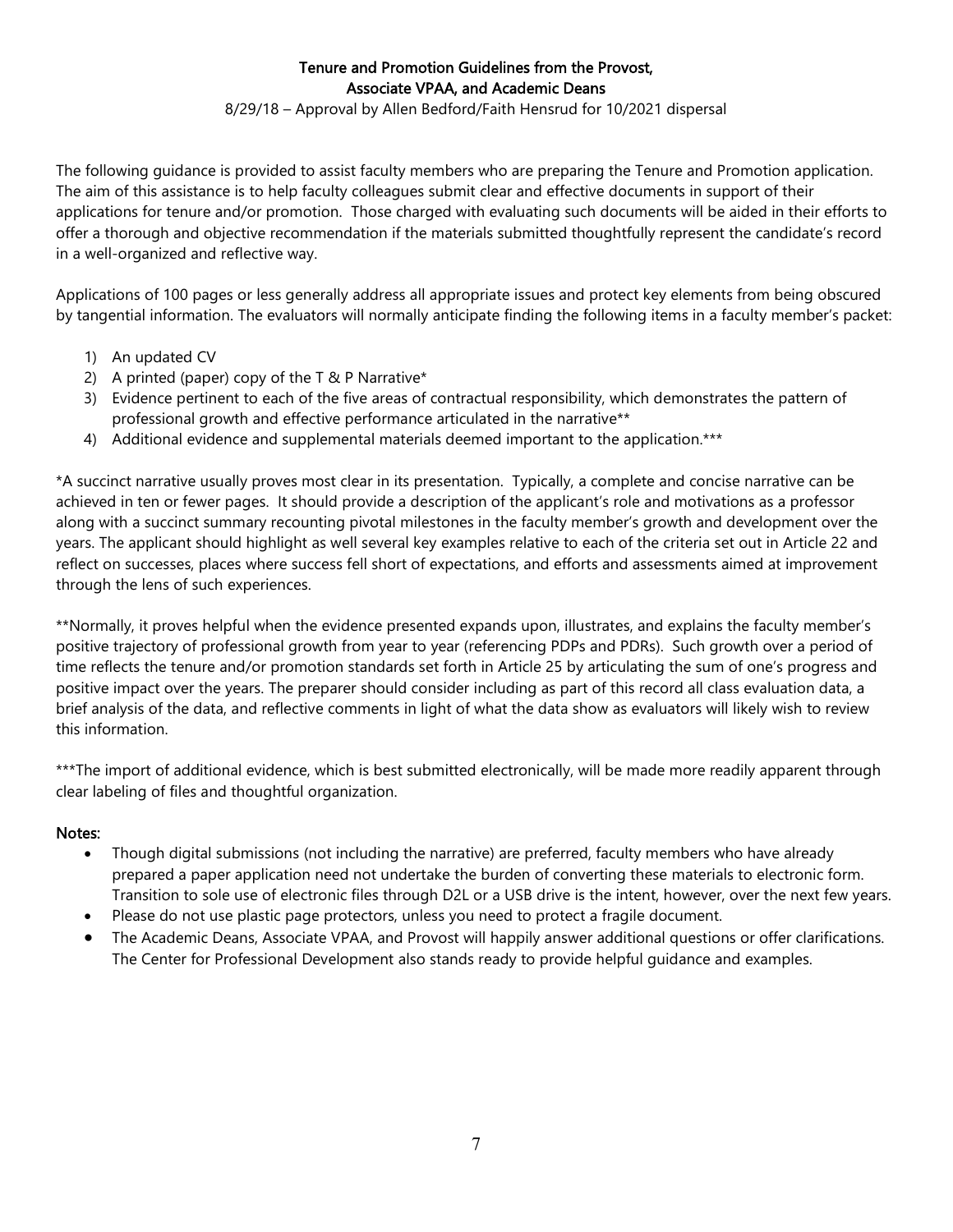# Tenure and Promotion Guidelines from the Provost, Associate VPAA, and Academic Deans

8/29/18 – Approval by Allen Bedford/Faith Hensrud for 10/2021 dispersal

The following guidance is provided to assist faculty members who are preparing the Tenure and Promotion application. The aim of this assistance is to help faculty colleagues submit clear and effective documents in support of their applications for tenure and/or promotion. Those charged with evaluating such documents will be aided in their efforts to offer a thorough and objective recommendation if the materials submitted thoughtfully represent the candidate's record in a well-organized and reflective way.

Applications of 100 pages or less generally address all appropriate issues and protect key elements from being obscured by tangential information. The evaluators will normally anticipate finding the following items in a faculty member's packet:

1) An updated CV
2) A printed (paper) copy of the T & P Narrative*
3) Evidence pertinent to each of the five areas of contractual responsibility, which demonstrates the pattern of professional growth and effective performance articulated in the narrative**
4) Additional evidence and supplemental materials deemed important to the application.***

*A succinct narrative usually proves most clear in its presentation. Typically, a complete and concise narrative can be achieved in ten or fewer pages. It should provide a description of the applicant's role and motivations as a professor along with a succinct summary recounting pivotal milestones in the faculty member's growth and development over the years. The applicant should highlight as well several key examples relative to each of the criteria set out in Article 22 and reflect on successes, places where success fell short of expectations, and efforts and assessments aimed at improvement through the lens of such experiences.

**Normally, it proves helpful when the evidence presented expands upon, illustrates, and explains the faculty member's positive trajectory of professional growth from year to year (referencing PDPs and PDRs). Such growth over a period of time reflects the tenure and/or promotion standards set forth in Article 25 by articulating the sum of one's progress and positive impact over the years. The preparer should consider including as part of this record all class evaluation data, a brief analysis of the data, and reflective comments in light of what the data show as evaluators will likely wish to review this information.

***The import of additional evidence, which is best submitted electronically, will be made more readily apparent through clear labeling of files and thoughtful organization.

**Notes:**

- Though digital submissions (not including the narrative) are preferred, faculty members who have already prepared a paper application need not undertake the burden of converting these materials to electronic form. Transition to sole use of electronic files through D2L or a USB drive is the intent, however, over the next few years.
- Please do not use plastic page protectors, unless you need to protect a fragile document.
- The Academic Deans, Associate VPAA, and Provost will happily answer additional questions or offer clarifications. The Center for Professional Development also stands ready to provide helpful guidance and examples.